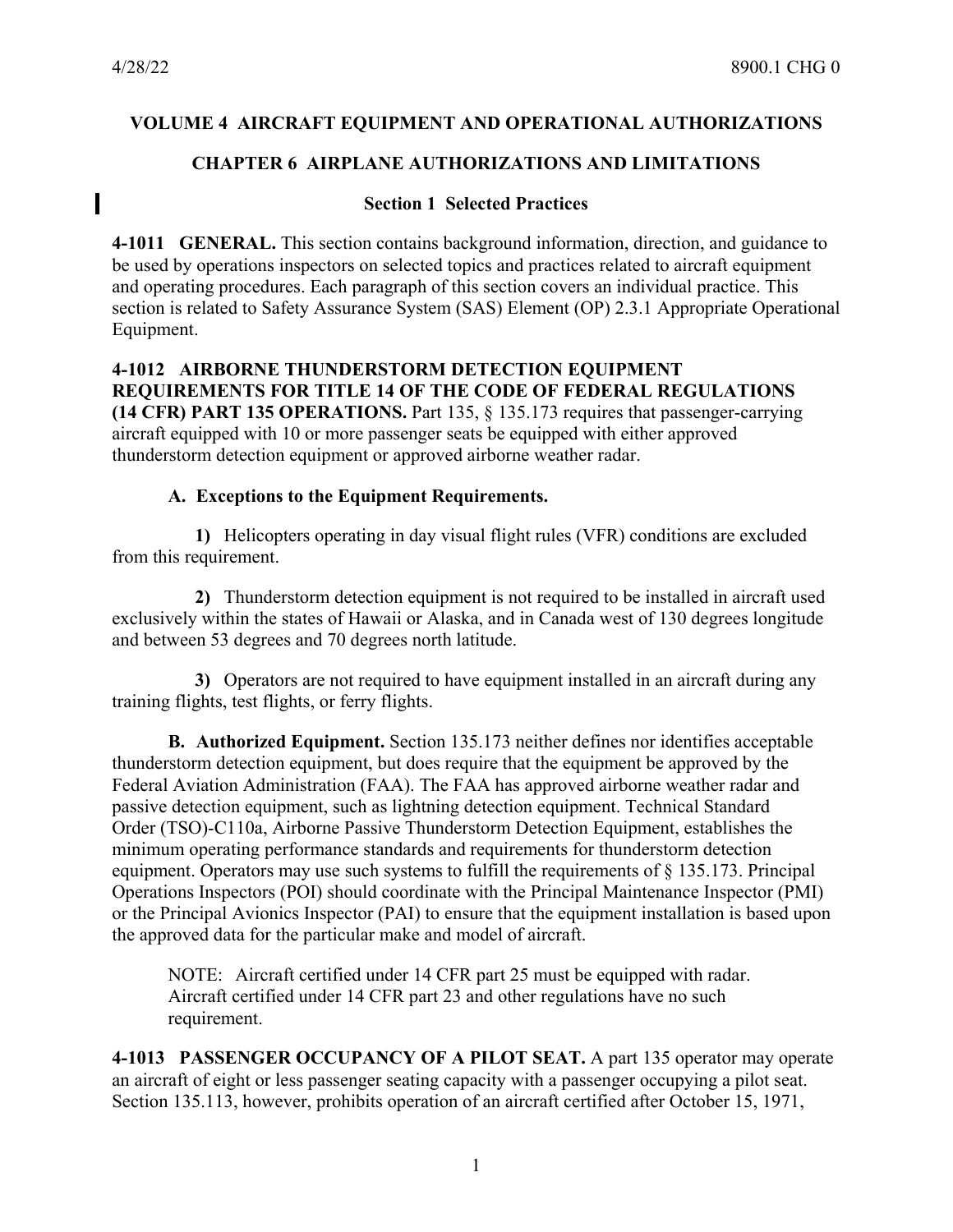# VOLUME 4 AIRCRAFT EQUIPMENT AND OPERATIONAL AUTHORIZATIONS

## CHAPTER 6 AIRPLANE AUTHORIZATIONS AND LIMITATIONS

### Section 1 Selected Practices

**4-1011 GENERAL.** This section contains background information, direction, and guidance to be used by operations inspectors on selected topics and practices related to aircraft equipment and operating procedures. Each paragraph of this section covers an individual practice. This section is related to Safety Assurance System (SAS) Element (OP) 2.3.1 Appropriate Operational Equipment.

**4-1012 AIRBORNE THUNDERSTORM DETECTION EQUIPMENT REQUIREMENTS FOR TITLE 14 OF THE CODE OF FEDERAL REGULATIONS (14 CFR) PART 135 OPERATIONS.** Part 135, § 135.173 requires that passenger-carrying aircraft equipped with 10 or more passenger seats be equipped with either approved thunderstorm detection equipment or approved airborne weather radar.

**A. Exceptions to the Equipment Requirements.**

**1)** Helicopters operating in day visual flight rules (VFR) conditions are excluded from this requirement.

**2)** Thunderstorm detection equipment is not required to be installed in aircraft used exclusively within the states of Hawaii or Alaska, and in Canada west of 130 degrees longitude and between 53 degrees and 70 degrees north latitude.

**3)** Operators are not required to have equipment installed in an aircraft during any training flights, test flights, or ferry flights.

**B. Authorized Equipment.** Section 135.173 neither defines nor identifies acceptable thunderstorm detection equipment, but does require that the equipment be approved by the Federal Aviation Administration (FAA). The FAA has approved airborne weather radar and passive detection equipment, such as lightning detection equipment. Technical Standard Order (TSO)-C110a, Airborne Passive Thunderstorm Detection Equipment, establishes the minimum operating performance standards and requirements for thunderstorm detection equipment. Operators may use such systems to fulfill the requirements of § 135.173. Principal Operations Inspectors (POI) should coordinate with the Principal Maintenance Inspector (PMI) or the Principal Avionics Inspector (PAI) to ensure that the equipment installation is based upon the approved data for the particular make and model of aircraft.

NOTE: Aircraft certified under 14 CFR part 25 must be equipped with radar. Aircraft certified under 14 CFR part 23 and other regulations have no such requirement.

**4-1013 PASSENGER OCCUPANCY OF A PILOT SEAT.** A part 135 operator may operate an aircraft of eight or less passenger seating capacity with a passenger occupying a pilot seat. Section 135.113, however, prohibits operation of an aircraft certified after October 15, 1971,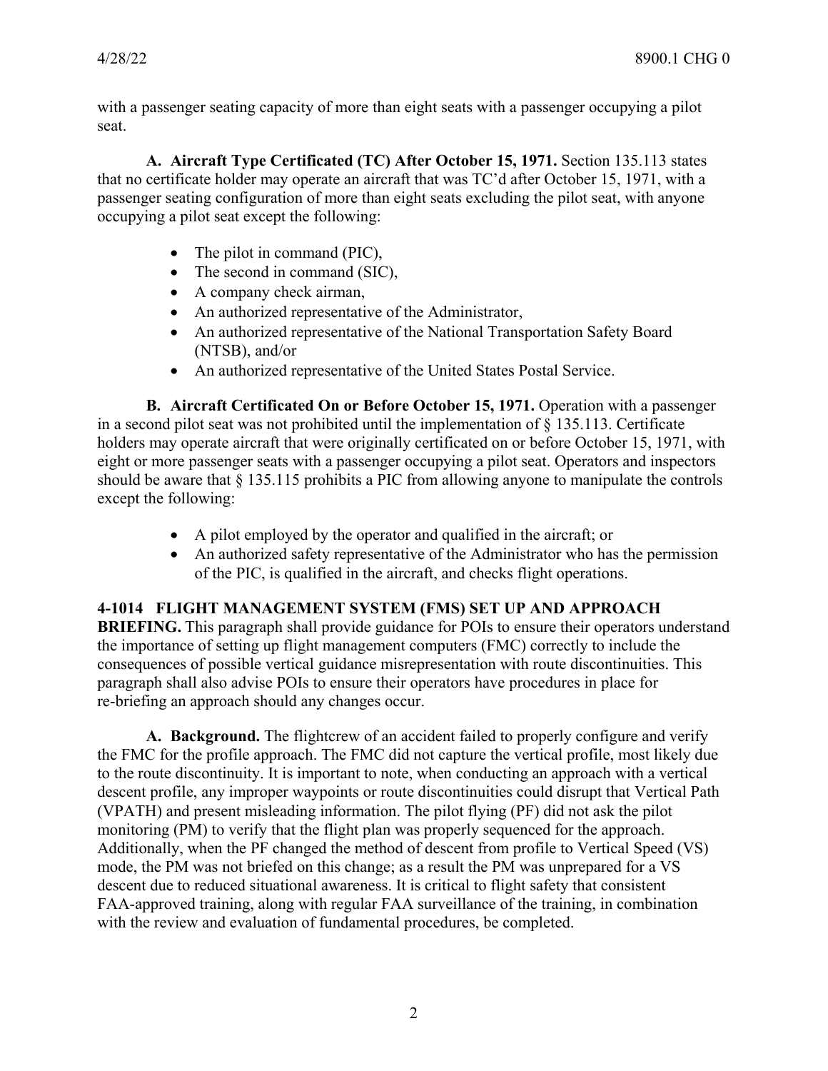with a passenger seating capacity of more than eight seats with a passenger occupying a pilot seat.

**A. Aircraft Type Certificated (TC) After October 15, 1971.** Section 135.113 states that no certificate holder may operate an aircraft that was TC'd after October 15, 1971, with a passenger seating configuration of more than eight seats excluding the pilot seat, with anyone occupying a pilot seat except the following:

- The pilot in command (PIC),
- The second in command (SIC),
- A company check airman,
- An authorized representative of the Administrator,
- An authorized representative of the National Transportation Safety Board (NTSB), and/or
- An authorized representative of the United States Postal Service.

**B. Aircraft Certificated On or Before October 15, 1971.** Operation with a passenger in a second pilot seat was not prohibited until the implementation of § 135.113. Certificate holders may operate aircraft that were originally certificated on or before October 15, 1971, with eight or more passenger seats with a passenger occupying a pilot seat. Operators and inspectors should be aware that § 135.115 prohibits a PIC from allowing anyone to manipulate the controls except the following:

- A pilot employed by the operator and qualified in the aircraft; or
- An authorized safety representative of the Administrator who has the permission of the PIC, is qualified in the aircraft, and checks flight operations.

**4-1014 FLIGHT MANAGEMENT SYSTEM (FMS) SET UP AND APPROACH BRIEFING.** This paragraph shall provide guidance for POIs to ensure their operators understand the importance of setting up flight management computers (FMC) correctly to include the consequences of possible vertical guidance misrepresentation with route discontinuities. This paragraph shall also advise POIs to ensure their operators have procedures in place for re-briefing an approach should any changes occur.

**A. Background.** The flightcrew of an accident failed to properly configure and verify the FMC for the profile approach. The FMC did not capture the vertical profile, most likely due to the route discontinuity. It is important to note, when conducting an approach with a vertical descent profile, any improper waypoints or route discontinuities could disrupt that Vertical Path (VPATH) and present misleading information. The pilot flying (PF) did not ask the pilot monitoring (PM) to verify that the flight plan was properly sequenced for the approach. Additionally, when the PF changed the method of descent from profile to Vertical Speed (VS) mode, the PM was not briefed on this change; as a result the PM was unprepared for a VS descent due to reduced situational awareness. It is critical to flight safety that consistent FAA-approved training, along with regular FAA surveillance of the training, in combination with the review and evaluation of fundamental procedures, be completed.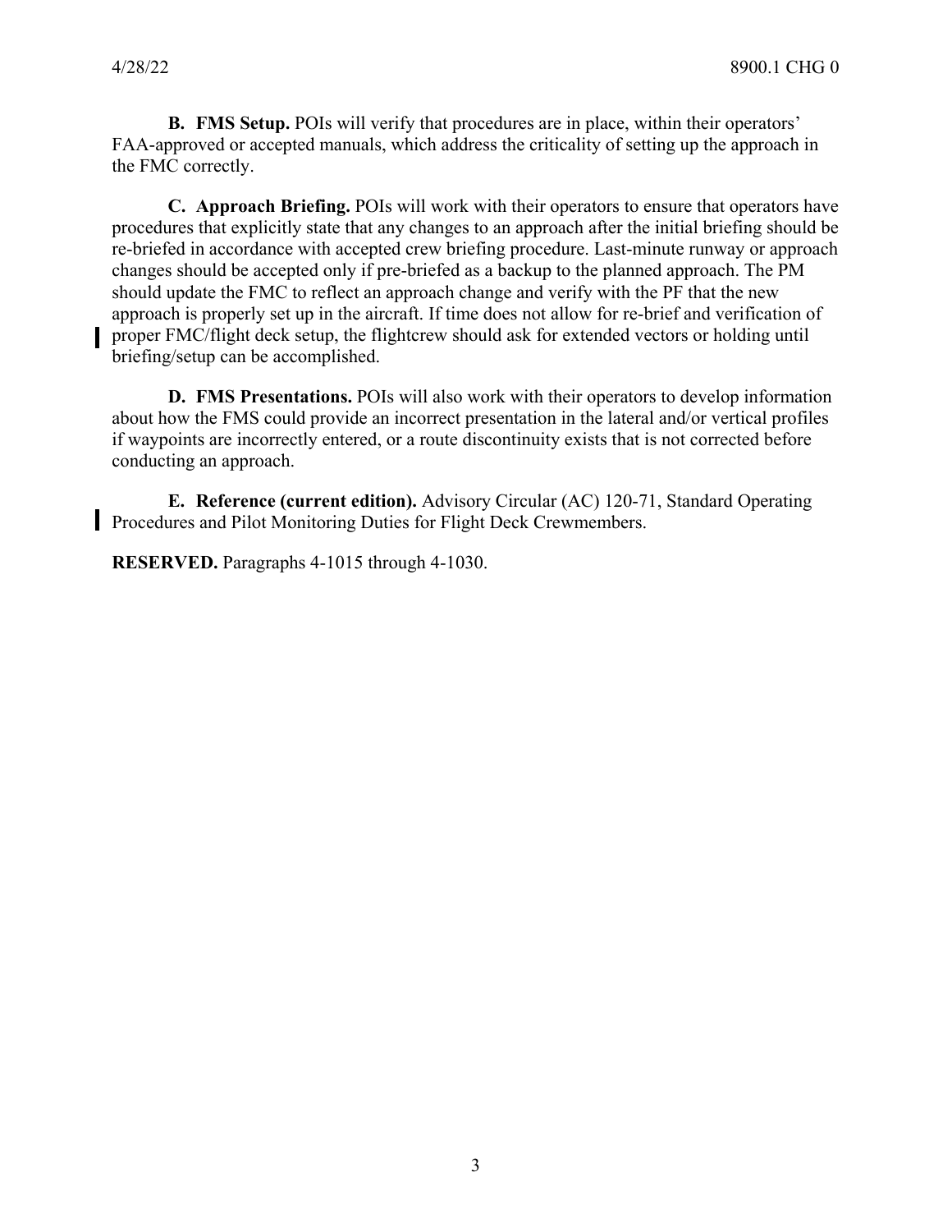**B. FMS Setup.** POIs will verify that procedures are in place, within their operators' FAA-approved or accepted manuals, which address the criticality of setting up the approach in the FMC correctly.

**C. Approach Briefing.** POIs will work with their operators to ensure that operators have procedures that explicitly state that any changes to an approach after the initial briefing should be re-briefed in accordance with accepted crew briefing procedure. Last-minute runway or approach changes should be accepted only if pre-briefed as a backup to the planned approach. The PM should update the FMC to reflect an approach change and verify with the PF that the new approach is properly set up in the aircraft. If time does not allow for re-brief and verification of proper FMC/flight deck setup, the flightcrew should ask for extended vectors or holding until briefing/setup can be accomplished.

**D. FMS Presentations.** POIs will also work with their operators to develop information about how the FMS could provide an incorrect presentation in the lateral and/or vertical profiles if waypoints are incorrectly entered, or a route discontinuity exists that is not corrected before conducting an approach.

**E. Reference (current edition).** Advisory Circular (AC) 120-71, Standard Operating Procedures and Pilot Monitoring Duties for Flight Deck Crewmembers.

**RESERVED.** Paragraphs 4-1015 through 4-1030.